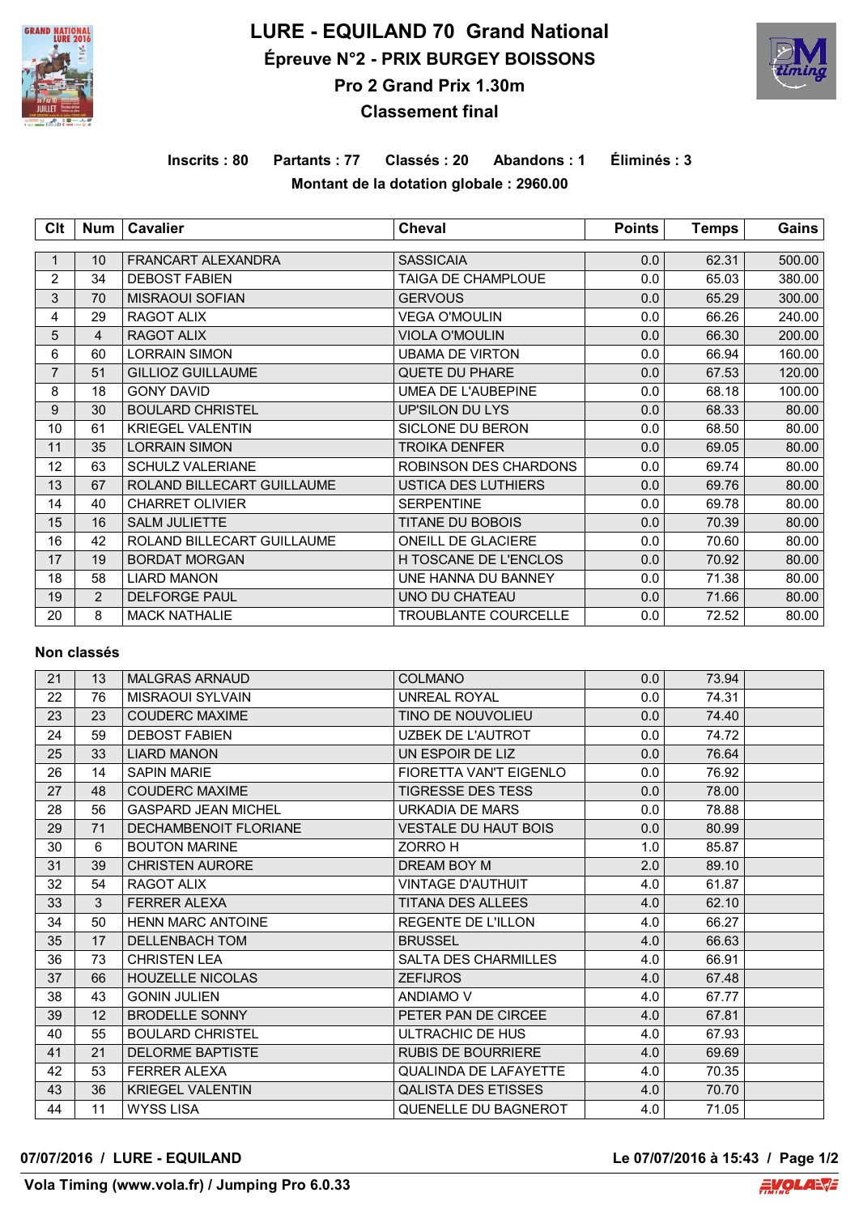# LURE - EQUILAND 70 Grand National

## Épreuve N°2 - PRIX BURGEY BOISSONS

## Pro 2 Grand Prix 1.30m

## Classement final

**Inscrits : 80 Partants : 77 Classés : 20 Abandons : 1 Éliminés : 3**

**Montant de la dotation globale : 2960.00**

| Clt | Num | Cavalier | Cheval | Points | Temps | Gains |
|---|---|---|---|---|---|---|
| 1 | 10 | FRANCART ALEXANDRA | SASSICAIA | 0.0 | 62.31 | 500.00 |
| 2 | 34 | DEBOST FABIEN | TAIGA DE CHAMPLOUE | 0.0 | 65.03 | 380.00 |
| 3 | 70 | MISRAOUI SOFIAN | GERVOUS | 0.0 | 65.29 | 300.00 |
| 4 | 29 | RAGOT ALIX | VEGA O'MOULIN | 0.0 | 66.26 | 240.00 |
| 5 | 4 | RAGOT ALIX | VIOLA O'MOULIN | 0.0 | 66.30 | 200.00 |
| 6 | 60 | LORRAIN SIMON | UBAMA DE VIRTON | 0.0 | 66.94 | 160.00 |
| 7 | 51 | GILLIOZ GUILLAUME | QUETE DU PHARE | 0.0 | 67.53 | 120.00 |
| 8 | 18 | GONY DAVID | UMEA DE L'AUBEPINE | 0.0 | 68.18 | 100.00 |
| 9 | 30 | BOULARD CHRISTEL | UP'SILON DU LYS | 0.0 | 68.33 | 80.00 |
| 10 | 61 | KRIEGEL VALENTIN | SICLONE DU BERON | 0.0 | 68.50 | 80.00 |
| 11 | 35 | LORRAIN SIMON | TROIKA DENFER | 0.0 | 69.05 | 80.00 |
| 12 | 63 | SCHULZ VALERIANE | ROBINSON DES CHARDONS | 0.0 | 69.74 | 80.00 |
| 13 | 67 | ROLAND BILLECART GUILLAUME | USTICA DES LUTHIERS | 0.0 | 69.76 | 80.00 |
| 14 | 40 | CHARRET OLIVIER | SERPENTINE | 0.0 | 69.78 | 80.00 |
| 15 | 16 | SALM JULIETTE | TITANE DU BOBOIS | 0.0 | 70.39 | 80.00 |
| 16 | 42 | ROLAND BILLECART GUILLAUME | ONEILL DE GLACIERE | 0.0 | 70.60 | 80.00 |
| 17 | 19 | BORDAT MORGAN | H TOSCANE DE L'ENCLOS | 0.0 | 70.92 | 80.00 |
| 18 | 58 | LIARD MANON | UNE HANNA DU BANNEY | 0.0 | 71.38 | 80.00 |
| 19 | 2 | DELFORGE PAUL | UNO DU CHATEAU | 0.0 | 71.66 | 80.00 |
| 20 | 8 | MACK NATHALIE | TROUBLANTE COURCELLE | 0.0 | 72.52 | 80.00 |

**Non classés**

| Clt | Num | Cavalier | Cheval | Points | Temps | Gains |
|---|---|---|---|---|---|---|
| 21 | 13 | MALGRAS ARNAUD | COLMANO | 0.0 | 73.94 | |
| 22 | 76 | MISRAOUI SYLVAIN | UNREAL ROYAL | 0.0 | 74.31 | |
| 23 | 23 | COUDERC MAXIME | TINO DE NOUVOLIEU | 0.0 | 74.40 | |
| 24 | 59 | DEBOST FABIEN | UZBEK DE L'AUTROT | 0.0 | 74.72 | |
| 25 | 33 | LIARD MANON | UN ESPOIR DE LIZ | 0.0 | 76.64 | |
| 26 | 14 | SAPIN MARIE | FIORETTA VAN'T EIGENLO | 0.0 | 76.92 | |
| 27 | 48 | COUDERC MAXIME | TIGRESSE DES TESS | 0.0 | 78.00 | |
| 28 | 56 | GASPARD JEAN MICHEL | URKADIA DE MARS | 0.0 | 78.88 | |
| 29 | 71 | DECHAMBENOIT FLORIANE | VESTALE DU HAUT BOIS | 0.0 | 80.99 | |
| 30 | 6 | BOUTON MARINE | ZORRO H | 1.0 | 85.87 | |
| 31 | 39 | CHRISTEN AURORE | DREAM BOY M | 2.0 | 89.10 | |
| 32 | 54 | RAGOT ALIX | VINTAGE D'AUTHUIT | 4.0 | 61.87 | |
| 33 | 3 | FERRER ALEXA | TITANA DES ALLEES | 4.0 | 62.10 | |
| 34 | 50 | HENN MARC ANTOINE | REGENTE DE L'ILLON | 4.0 | 66.27 | |
| 35 | 17 | DELLENBACH TOM | BRUSSEL | 4.0 | 66.63 | |
| 36 | 73 | CHRISTEN LEA | SALTA DES CHARMILLES | 4.0 | 66.91 | |
| 37 | 66 | HOUZELLE NICOLAS | ZEFIJROS | 4.0 | 67.48 | |
| 38 | 43 | GONIN JULIEN | ANDIAMO V | 4.0 | 67.77 | |
| 39 | 12 | BRODELLE SONNY | PETER PAN DE CIRCEE | 4.0 | 67.81 | |
| 40 | 55 | BOULARD CHRISTEL | ULTRACHIC DE HUS | 4.0 | 67.93 | |
| 41 | 21 | DELORME BAPTISTE | RUBIS DE BOURRIERE | 4.0 | 69.69 | |
| 42 | 53 | FERRER ALEXA | QUALINDA DE LAFAYETTE | 4.0 | 70.35 | |
| 43 | 36 | KRIEGEL VALENTIN | QALISTA DES ETISSES | 4.0 | 70.70 | |
| 44 | 11 | WYSS LISA | QUENELLE DU BAGNEROT | 4.0 | 71.05 | |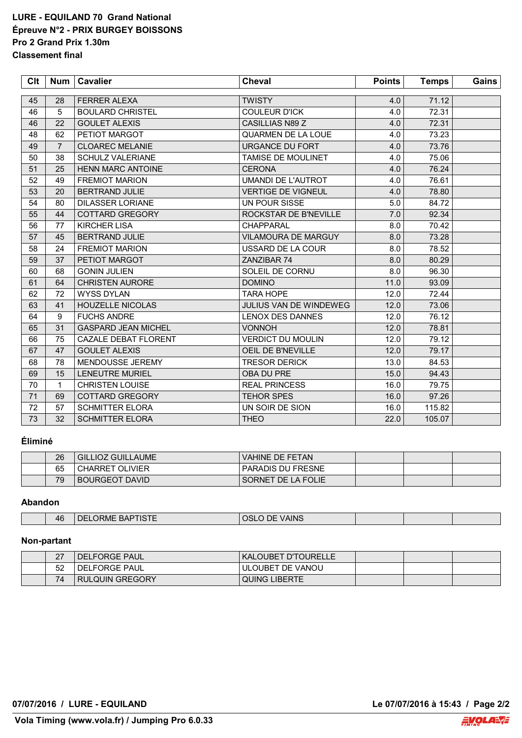**LURE - EQUILAND 70 Grand National**
**Épreuve N°2 - PRIX BURGEY BOISSONS**
**Pro 2 Grand Prix 1.30m**
**Classement final**

| Clt | Num | Cavalier | Cheval | Points | Temps | Gains |
|---|---|---|---|---|---|---|
| 45 | 28 | FERRER ALEXA | TWISTY | 4.0 | 71.12 | |
| 46 | 5 | BOULARD CHRISTEL | COULEUR D'ICK | 4.0 | 72.31 | |
| 46 | 22 | GOULET ALEXIS | CASILLIAS N89 Z | 4.0 | 72.31 | |
| 48 | 62 | PETIOT MARGOT | QUARMEN DE LA LOUE | 4.0 | 73.23 | |
| 49 | 7 | CLOAREC MELANIE | URGANCE DU FORT | 4.0 | 73.76 | |
| 50 | 38 | SCHULZ VALERIANE | TAMISE DE MOULINET | 4.0 | 75.06 | |
| 51 | 25 | HENN MARC ANTOINE | CERONA | 4.0 | 76.24 | |
| 52 | 49 | FREMIOT MARION | UMANDI DE L'AUTROT | 4.0 | 76.61 | |
| 53 | 20 | BERTRAND JULIE | VERTIGE DE VIGNEUL | 4.0 | 78.80 | |
| 54 | 80 | DILASSER LORIANE | UN POUR SISSE | 5.0 | 84.72 | |
| 55 | 44 | COTTARD GREGORY | ROCKSTAR DE B'NEVILLE | 7.0 | 92.34 | |
| 56 | 77 | KIRCHER LISA | CHAPPARAL | 8.0 | 70.42 | |
| 57 | 45 | BERTRAND JULIE | VILAMOURA DE MARGUY | 8.0 | 73.28 | |
| 58 | 24 | FREMIOT MARION | USSARD DE LA COUR | 8.0 | 78.52 | |
| 59 | 37 | PETIOT MARGOT | ZANZIBAR 74 | 8.0 | 80.29 | |
| 60 | 68 | GONIN JULIEN | SOLEIL DE CORNU | 8.0 | 96.30 | |
| 61 | 64 | CHRISTEN AURORE | DOMINO | 11.0 | 93.09 | |
| 62 | 72 | WYSS DYLAN | TARA HOPE | 12.0 | 72.44 | |
| 63 | 41 | HOUZELLE NICOLAS | JULIUS VAN DE WINDEWEG | 12.0 | 73.06 | |
| 64 | 9 | FUCHS ANDRE | LENOX DES DANNES | 12.0 | 76.12 | |
| 65 | 31 | GASPARD JEAN MICHEL | VONNOH | 12.0 | 78.81 | |
| 66 | 75 | CAZALE DEBAT FLORENT | VERDICT DU MOULIN | 12.0 | 79.12 | |
| 67 | 47 | GOULET ALEXIS | OEIL DE B'NEVILLE | 12.0 | 79.17 | |
| 68 | 78 | MENDOUSSE JEREMY | TRESOR DERICK | 13.0 | 84.53 | |
| 69 | 15 | LENEUTRE MURIEL | OBA DU PRE | 15.0 | 94.43 | |
| 70 | 1 | CHRISTEN LOUISE | REAL PRINCESS | 16.0 | 79.75 | |
| 71 | 69 | COTTARD GREGORY | TEHOR SPES | 16.0 | 97.26 | |
| 72 | 57 | SCHMITTER ELORA | UN SOIR DE SION | 16.0 | 115.82 | |
| 73 | 32 | SCHMITTER ELORA | THEO | 22.0 | 105.07 | |

**Éliminé**

| | | | | | | |
|---|---|---|---|---|---|---|
| | 26 | GILLIOZ GUILLAUME | VAHINE DE FETAN | | | |
| | 65 | CHARRET OLIVIER | PARADIS DU FRESNE | | | |
| | 79 | BOURGEOT DAVID | SORNET DE LA FOLIE | | | |

**Abandon**

| | | | | | | |
|---|---|---|---|---|---|---|
| | 46 | DELORME BAPTISTE | OSLO DE VAINS | | | |

**Non-partant**

| | | | | | | |
|---|---|---|---|---|---|---|
| | 27 | DELFORGE PAUL | KALOUBET D'TOURELLE | | | |
| | 52 | DELFORGE PAUL | ULOUBET DE VANOU | | | |
| | 74 | RULQUIN GREGORY | QUING LIBERTE | | | |

**07/07/2016 / LURE - EQUILAND** — **Le 07/07/2016 à 15:43**

**Vola Timing (www.vola.fr) / Jumping Pro 6.0.33**